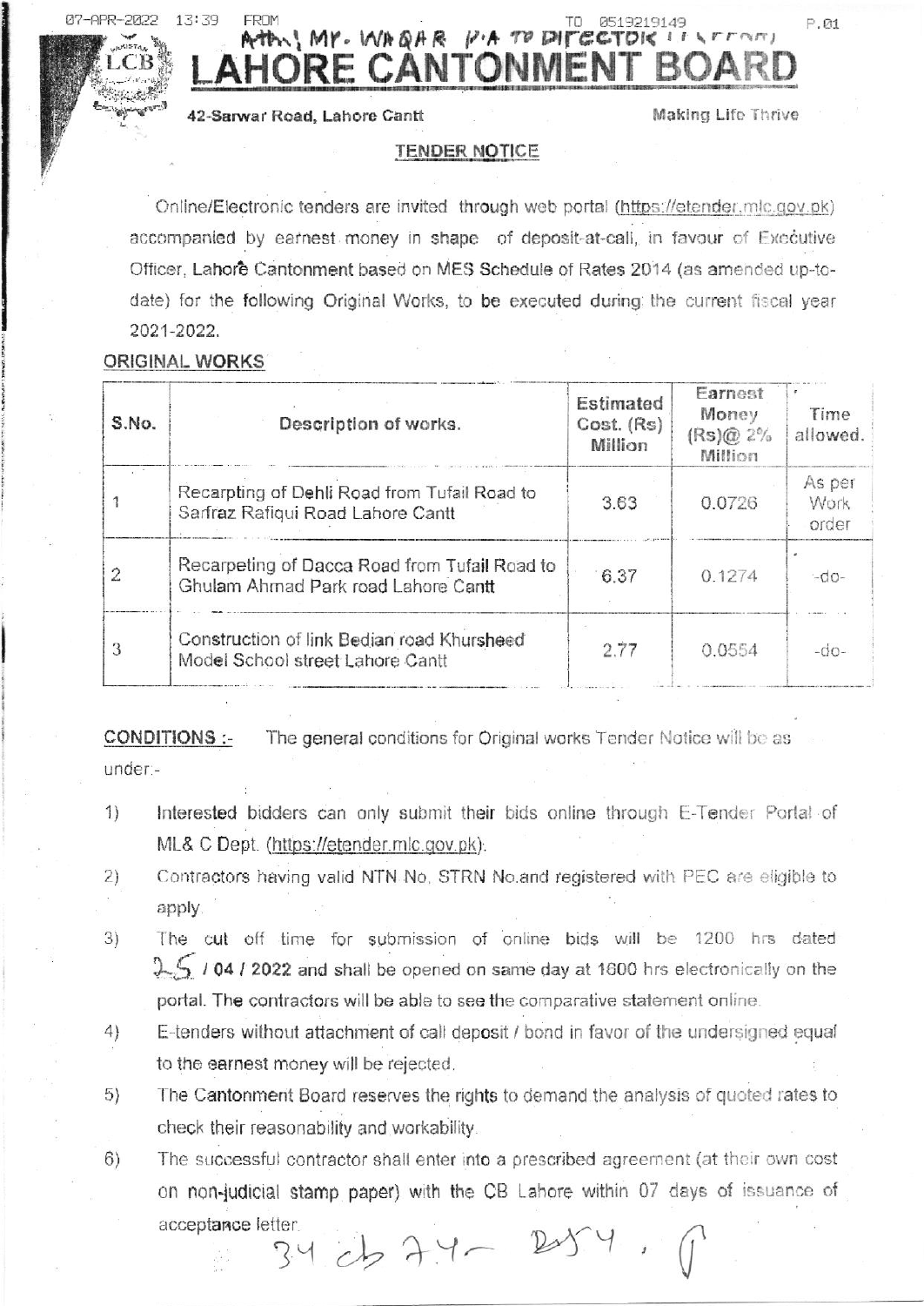# LAHORE CANTONMENT BOARD

42-Sarwar Road, Lahore Cantt

Making Life Thrive

## TENDER NOTICE

Online/Electronic tenders are invited through web portal (https://etender.mlc.gov.pk) accompanied by earnest money in shape of deposit-at-call, in favour of Executive Officer, Lahore Cantonment based on MES Schedule of Rates 2014 (as amended up-to-date) for the following Original Works, to be executed during the current fiscal year 2021-2022.

### ORIGINAL WORKS

| S.No. | Description of works. | Estimated Cost. (Rs) Million | Earnest Money (Rs)@ 2% Million | Time allowed. |
|---|---|---|---|---|
| 1 | Recarpting of Dehli Road from Tufail Road to Sarfraz Rafiqui Road Lahore Cantt | 3.63 | 0.0726 | As per Work order |
| 2 | Recarpeting of Dacca Road from Tufail Road to Ghulam Ahmad Park road Lahore Cantt | 6.37 | 0.1274 | -do- |
| 3 | Construction of link Bedian road Khursheed Model School street Lahore Cantt | 2.77 | 0.0554 | -do- |

**CONDITIONS :-** The general conditions for Original works Tender Notice will be as under:-

1) Interested bidders can only submit their bids online through E-Tender Portal of ML& C Dept. (https://etender.mlc.gov.pk).
2) Contractors having valid NTN No, STRN No.and registered with PEC are eligible to apply.
3) The cut off time for submission of online bids will be 1200 hrs dated 25 / 04 / 2022 and shall be opened on same day at 1600 hrs electronically on the portal. The contractors will be able to see the comparative statement online.
4) E-tenders without attachment of call deposit / bond in favor of the undersigned equal to the earnest money will be rejected.
5) The Cantonment Board reserves the rights to demand the analysis of quoted rates to check their reasonability and workability.
6) The successful contractor shall enter into a prescribed agreement (at their own cost on non-judicial stamp paper) with the CB Lahore within 07 days of issuance of acceptance letter.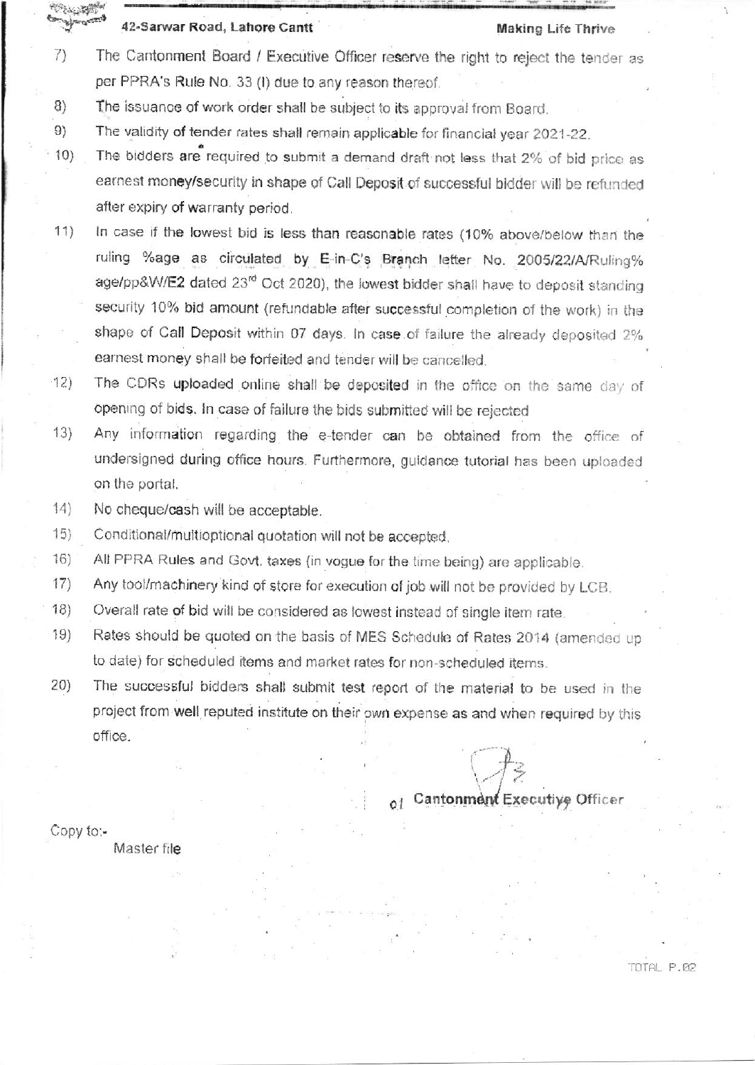7) The Cantonment Board / Executive Officer reserve the right to reject the tender as per PPRA's Rule No. 33 (I) due to any reason thereof.

8) The issuance of work order shall be subject to its approval from Board.

9) The validity of tender rates shall remain applicable for financial year 2021-22.

10) The bidders are required to submit a demand draft not less that 2% of bid price as earnest money/security in shape of Call Deposit of successful bidder will be refunded after expiry of warranty period.

11) In case if the lowest bid is less than reasonable rates (10% above/below than the ruling %age as circulated by E-in-C's Branch letter No. 2005/22/A/Ruling%age/pp&W/E2 dated 23rd Oct 2020), the lowest bidder shall have to deposit standing security 10% bid amount (refundable after successful completion of the work) in the shape of Call Deposit within 07 days. In case of failure the already deposited 2% earnest money shall be forfeited and tender will be cancelled.

12) The CDRs uploaded online shall be deposited in the office on the same day of opening of bids. In case of failure the bids submitted will be rejected

13) Any information regarding the e-tender can be obtained from the office of undersigned during office hours. Furthermore, guidance tutorial has been uploaded on the portal.

14) No cheque/cash will be acceptable.

15) Conditional/multioptional quotation will not be accepted.

16) All PPRA Rules and Govt. taxes (in vogue for the time being) are applicable.

17) Any tool/machinery kind of store for execution of job will not be provided by LCB.

18) Overall rate of bid will be considered as lowest instead of single item rate.

19) Rates should be quoted on the basis of MES Schedule of Rates 2014 (amended up to date) for scheduled items and market rates for non-scheduled items.

20) The successful bidders shall submit test report of the material to be used in the project from well reputed institute on their own expense as and when required by this office.

Cantonment Executive Officer

Copy to:-

Master file